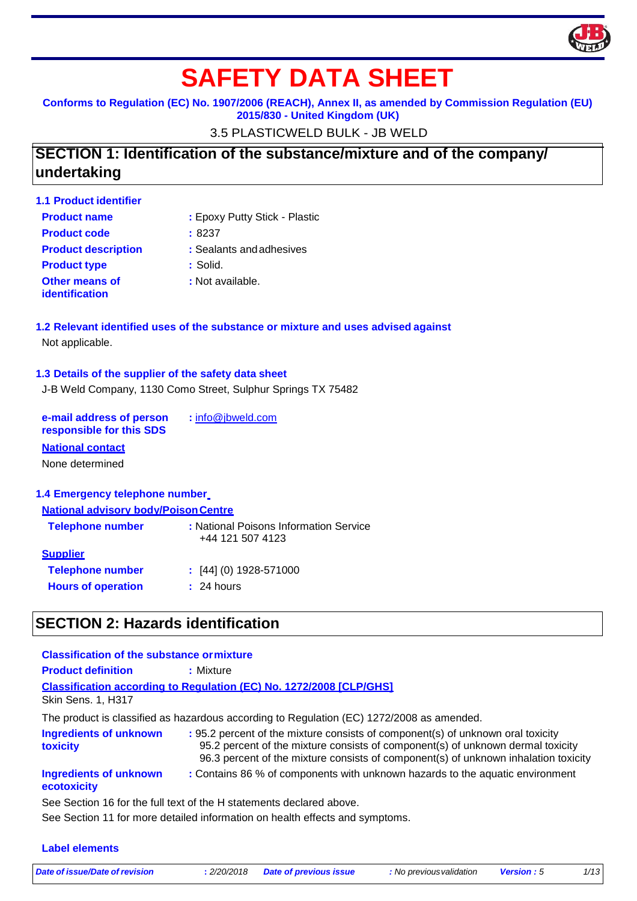# SAFETY DATA SHEET

**Conforms to Regulation (EC) No. 1907/2006 (REACH), Annex II, as amended by Commission Regulation (EU) 2015/830 - United Kingdom (UK)**

3.5 PLASTICWELD BULK - JB WELD

## SECTION 1: Identification of the substance/mixture and of the company/ undertaking

### 1.1 Product identifier

| | |
|---|---|
| **Product name** | : Epoxy Putty Stick - Plastic |
| **Product code** | : 8237 |
| **Product description** | : Sealants and adhesives |
| **Product type** | : Solid. |
| **Other means of identification** | : Not available. |

### 1.2 Relevant identified uses of the substance or mixture and uses advised against

Not applicable.

### 1.3 Details of the supplier of the safety data sheet

J-B Weld Company, 1130 Como Street, Sulphur Springs TX 75482

**e-mail address of person responsible for this SDS** : info@jbweld.com

**National contact**

None determined

### 1.4 Emergency telephone number

**National advisory body/Poison Centre**

| | |
|---|---|
| **Telephone number** | : National Poisons Information Service +44 121 507 4123 |

**Supplier**

| | |
|---|---|
| **Telephone number** | : [44] (0) 1928-571000 |
| **Hours of operation** | : 24 hours |

## SECTION 2: Hazards identification

**Classification of the substance or mixture**

**Product definition** : Mixture

**Classification according to Regulation (EC) No. 1272/2008 [CLP/GHS]**

Skin Sens. 1, H317

The product is classified as hazardous according to Regulation (EC) 1272/2008 as amended.

| | |
|---|---|
| **Ingredients of unknown toxicity** | : 95.2 percent of the mixture consists of component(s) of unknown oral toxicity<br>95.2 percent of the mixture consists of component(s) of unknown dermal toxicity<br>96.3 percent of the mixture consists of component(s) of unknown inhalation toxicity |
| **Ingredients of unknown ecotoxicity** | : Contains 86 % of components with unknown hazards to the aquatic environment |

See Section 16 for the full text of the H statements declared above.

See Section 11 for more detailed information on health effects and symptoms.

**Label elements**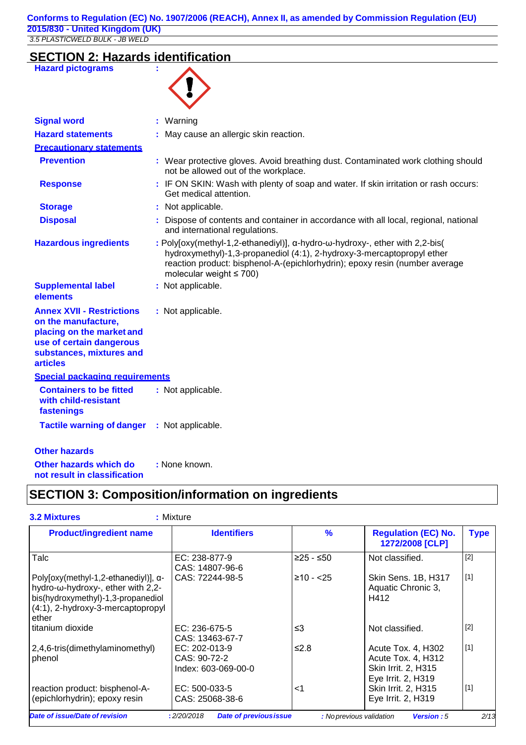## SECTION 2: Hazards identification

**Hazard pictograms** :

**Signal word** : Warning

**Hazard statements** : May cause an allergic skin reaction.

**Precautionary statements**

**Prevention** : Wear protective gloves. Avoid breathing dust. Contaminated work clothing should not be allowed out of the workplace.

**Response** : IF ON SKIN: Wash with plenty of soap and water. If skin irritation or rash occurs: Get medical attention.

**Storage** : Not applicable.

**Disposal** : Dispose of contents and container in accordance with all local, regional, national and international regulations.

**Hazardous ingredients** : Poly[oxy(methyl-1,2-ethanediyl)], α-hydro-ω-hydroxy-, ether with 2,2-bis(hydroxymethyl)-1,3-propanediol (4:1), 2-hydroxy-3-mercaptopropyl ether reaction product: bisphenol-A-(epichlorhydrin); epoxy resin (number average molecular weight ≤ 700)

**Supplemental label elements** : Not applicable.

**Annex XVII - Restrictions on the manufacture, placing on the market and use of certain dangerous substances, mixtures and articles** : Not applicable.

**Special packaging requirements**

**Containers to be fitted with child-resistant fastenings** : Not applicable.

**Tactile warning of danger** : Not applicable.

**Other hazards**

**Other hazards which do not result in classification** : None known.

## SECTION 3: Composition/information on ingredients

**3.2 Mixtures** : Mixture

| Product/ingredient name | Identifiers | % | Regulation (EC) No. 1272/2008 [CLP] | Type |
|---|---|---|---|---|
| Talc | EC: 238-877-9<br>CAS: 14807-96-6 | ≥25 - ≤50 | Not classified. | [2] |
| Poly[oxy(methyl-1,2-ethanediyl)], α-hydro-ω-hydroxy-, ether with 2,2-bis(hydroxymethyl)-1,3-propanediol (4:1), 2-hydroxy-3-mercaptopropyl ether | CAS: 72244-98-5 | ≥10 - <25 | Skin Sens. 1B, H317<br>Aquatic Chronic 3, H412 | [1] |
| titanium dioxide | EC: 236-675-5<br>CAS: 13463-67-7 | ≤3 | Not classified. | [2] |
| 2,4,6-tris(dimethylaminomethyl) phenol | EC: 202-013-9<br>CAS: 90-72-2<br>Index: 603-069-00-0 | ≤2.8 | Acute Tox. 4, H302<br>Acute Tox. 4, H312<br>Skin Irrit. 2, H315<br>Eye Irrit. 2, H319 | [1] |
| reaction product: bisphenol-A-(epichlorhydrin); epoxy resin | EC: 500-033-5<br>CAS: 25068-38-6 | <1 | Skin Irrit. 2, H315<br>Eye Irrit. 2, H319 | [1] |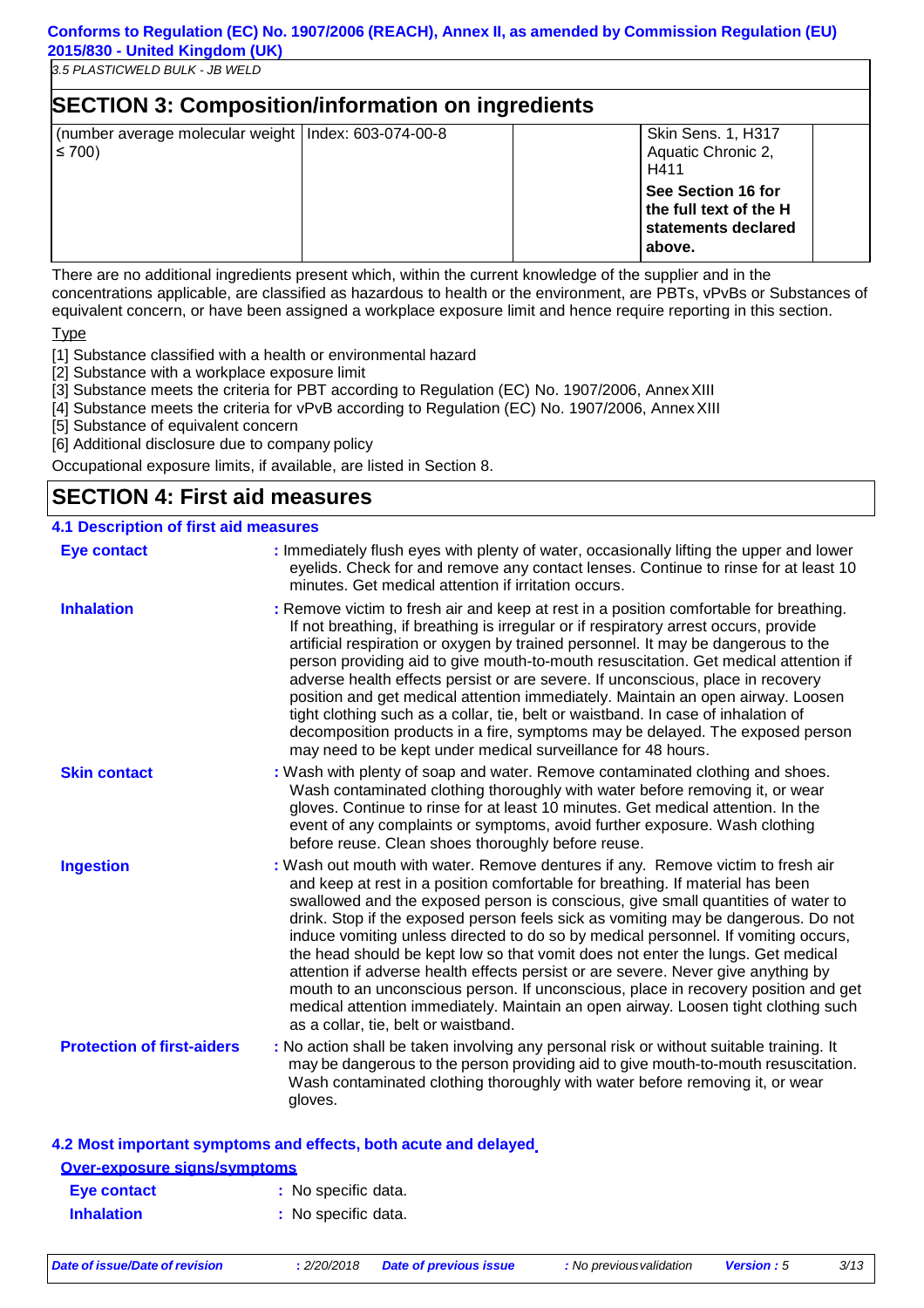## SECTION 3: Composition/information on ingredients

| | | | | |
|---|---|---|---|---|
| (number average molecular weight ≤ 700) | Index: 603-074-00-8 | | Skin Sens. 1, H317<br>Aquatic Chronic 2, H411<br>**See Section 16 for the full text of the H statements declared above.** | |

There are no additional ingredients present which, within the current knowledge of the supplier and in the concentrations applicable, are classified as hazardous to health or the environment, are PBTs, vPvBs or Substances of equivalent concern, or have been assigned a workplace exposure limit and hence require reporting in this section.

Type

[1] Substance classified with a health or environmental hazard
[2] Substance with a workplace exposure limit
[3] Substance meets the criteria for PBT according to Regulation (EC) No. 1907/2006, Annex XIII
[4] Substance meets the criteria for vPvB according to Regulation (EC) No. 1907/2006, Annex XIII
[5] Substance of equivalent concern
[6] Additional disclosure due to company policy

Occupational exposure limits, if available, are listed in Section 8.

## SECTION 4: First aid measures

### 4.1 Description of first aid measures

**Eye contact** : Immediately flush eyes with plenty of water, occasionally lifting the upper and lower eyelids. Check for and remove any contact lenses. Continue to rinse for at least 10 minutes. Get medical attention if irritation occurs.

**Inhalation** : Remove victim to fresh air and keep at rest in a position comfortable for breathing. If not breathing, if breathing is irregular or if respiratory arrest occurs, provide artificial respiration or oxygen by trained personnel. It may be dangerous to the person providing aid to give mouth-to-mouth resuscitation. Get medical attention if adverse health effects persist or are severe. If unconscious, place in recovery position and get medical attention immediately. Maintain an open airway. Loosen tight clothing such as a collar, tie, belt or waistband. In case of inhalation of decomposition products in a fire, symptoms may be delayed. The exposed person may need to be kept under medical surveillance for 48 hours.

**Skin contact** : Wash with plenty of soap and water. Remove contaminated clothing and shoes. Wash contaminated clothing thoroughly with water before removing it, or wear gloves. Continue to rinse for at least 10 minutes. Get medical attention. In the event of any complaints or symptoms, avoid further exposure. Wash clothing before reuse. Clean shoes thoroughly before reuse.

**Ingestion** : Wash out mouth with water. Remove dentures if any. Remove victim to fresh air and keep at rest in a position comfortable for breathing. If material has been swallowed and the exposed person is conscious, give small quantities of water to drink. Stop if the exposed person feels sick as vomiting may be dangerous. Do not induce vomiting unless directed to do so by medical personnel. If vomiting occurs, the head should be kept low so that vomit does not enter the lungs. Get medical attention if adverse health effects persist or are severe. Never give anything by mouth to an unconscious person. If unconscious, place in recovery position and get medical attention immediately. Maintain an open airway. Loosen tight clothing such as a collar, tie, belt or waistband.

**Protection of first-aiders** : No action shall be taken involving any personal risk or without suitable training. It may be dangerous to the person providing aid to give mouth-to-mouth resuscitation. Wash contaminated clothing thoroughly with water before removing it, or wear gloves.

### 4.2 Most important symptoms and effects, both acute and delayed

**Over-exposure signs/symptoms**

**Eye contact** : No specific data.

**Inhalation** : No specific data.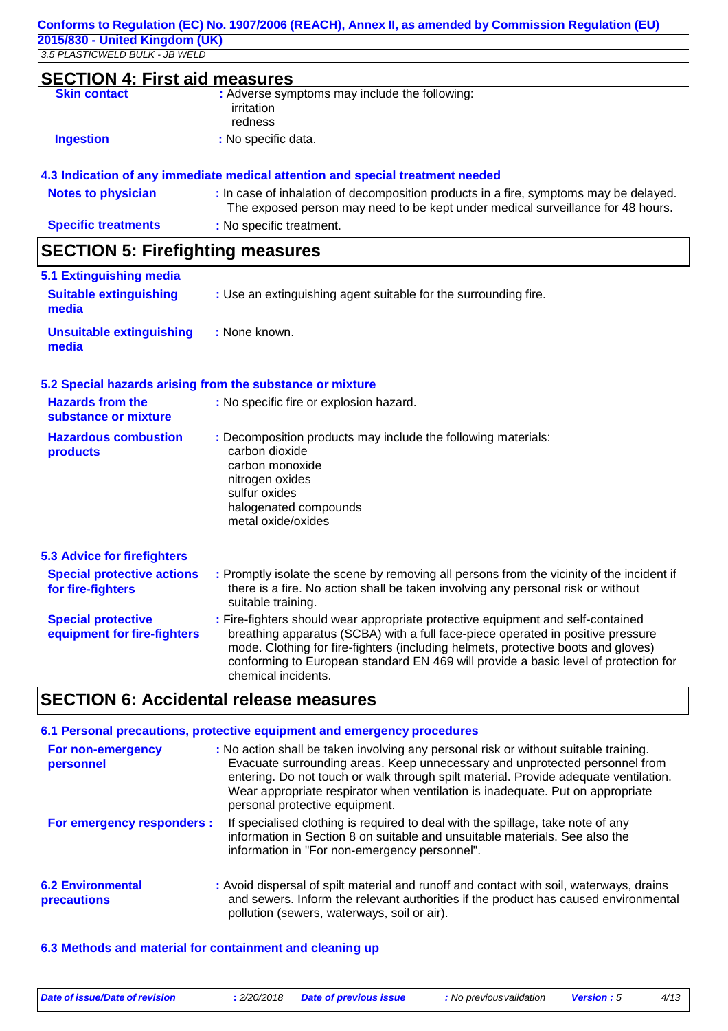## SECTION 4: First aid measures

**Skin contact** : Adverse symptoms may include the following:
irritation
redness

**Ingestion** : No specific data.

### 4.3 Indication of any immediate medical attention and special treatment needed

**Notes to physician** : In case of inhalation of decomposition products in a fire, symptoms may be delayed. The exposed person may need to be kept under medical surveillance for 48 hours.

**Specific treatments** : No specific treatment.

## SECTION 5: Firefighting measures

### 5.1 Extinguishing media

**Suitable extinguishing media** : Use an extinguishing agent suitable for the surrounding fire.

**Unsuitable extinguishing media** : None known.

### 5.2 Special hazards arising from the substance or mixture

**Hazards from the substance or mixture** : No specific fire or explosion hazard.

**Hazardous combustion products** : Decomposition products may include the following materials:
carbon dioxide
carbon monoxide
nitrogen oxides
sulfur oxides
halogenated compounds
metal oxide/oxides

### 5.3 Advice for firefighters

**Special protective actions for fire-fighters** : Promptly isolate the scene by removing all persons from the vicinity of the incident if there is a fire. No action shall be taken involving any personal risk or without suitable training.

**Special protective equipment for fire-fighters** : Fire-fighters should wear appropriate protective equipment and self-contained breathing apparatus (SCBA) with a full face-piece operated in positive pressure mode. Clothing for fire-fighters (including helmets, protective boots and gloves) conforming to European standard EN 469 will provide a basic level of protection for chemical incidents.

## SECTION 6: Accidental release measures

### 6.1 Personal precautions, protective equipment and emergency procedures

**For non-emergency personnel** : No action shall be taken involving any personal risk or without suitable training. Evacuate surrounding areas. Keep unnecessary and unprotected personnel from entering. Do not touch or walk through spilt material. Provide adequate ventilation. Wear appropriate respirator when ventilation is inadequate. Put on appropriate personal protective equipment.

**For emergency responders :** If specialised clothing is required to deal with the spillage, take note of any information in Section 8 on suitable and unsuitable materials. See also the information in "For non-emergency personnel".

**6.2 Environmental precautions** : Avoid dispersal of spilt material and runoff and contact with soil, waterways, drains and sewers. Inform the relevant authorities if the product has caused environmental pollution (sewers, waterways, soil or air).

### 6.3 Methods and material for containment and cleaning up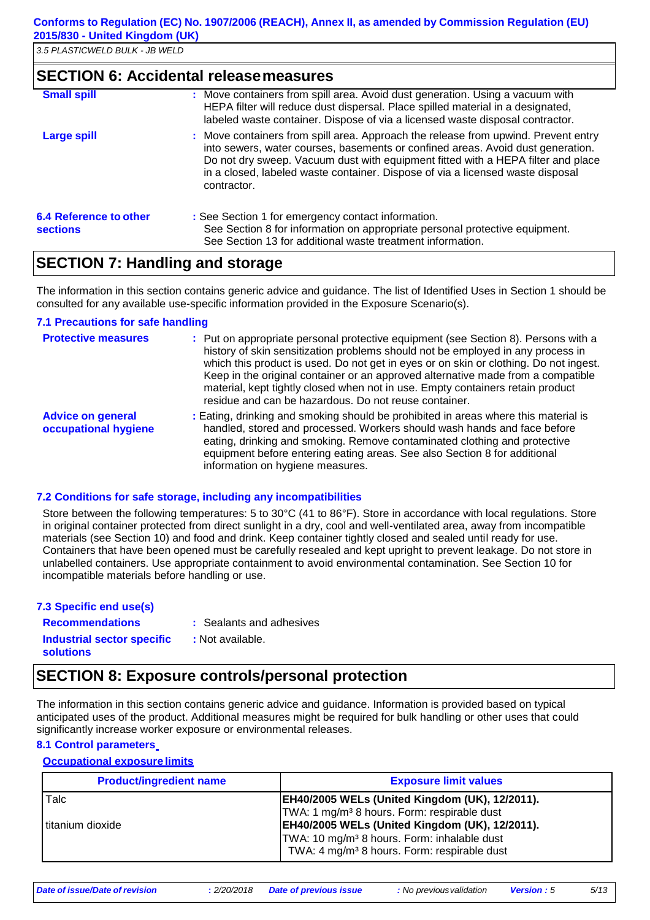## SECTION 6: Accidental release measures

**Small spill** : Move containers from spill area. Avoid dust generation. Using a vacuum with HEPA filter will reduce dust dispersal. Place spilled material in a designated, labeled waste container. Dispose of via a licensed waste disposal contractor.

**Large spill** : Move containers from spill area. Approach the release from upwind. Prevent entry into sewers, water courses, basements or confined areas. Avoid dust generation. Do not dry sweep. Vacuum dust with equipment fitted with a HEPA filter and place in a closed, labeled waste container. Dispose of via a licensed waste disposal contractor.

**6.4 Reference to other sections** : See Section 1 for emergency contact information.
See Section 8 for information on appropriate personal protective equipment.
See Section 13 for additional waste treatment information.

## SECTION 7: Handling and storage

The information in this section contains generic advice and guidance. The list of Identified Uses in Section 1 should be consulted for any available use-specific information provided in the Exposure Scenario(s).

### 7.1 Precautions for safe handling

**Protective measures** : Put on appropriate personal protective equipment (see Section 8). Persons with a history of skin sensitization problems should not be employed in any process in which this product is used. Do not get in eyes or on skin or clothing. Do not ingest. Keep in the original container or an approved alternative made from a compatible material, kept tightly closed when not in use. Empty containers retain product residue and can be hazardous. Do not reuse container.

**Advice on general occupational hygiene** : Eating, drinking and smoking should be prohibited in areas where this material is handled, stored and processed. Workers should wash hands and face before eating, drinking and smoking. Remove contaminated clothing and protective equipment before entering eating areas. See also Section 8 for additional information on hygiene measures.

### 7.2 Conditions for safe storage, including any incompatibilities

Store between the following temperatures: 5 to 30°C (41 to 86°F). Store in accordance with local regulations. Store in original container protected from direct sunlight in a dry, cool and well-ventilated area, away from incompatible materials (see Section 10) and food and drink. Keep container tightly closed and sealed until ready for use. Containers that have been opened must be carefully resealed and kept upright to prevent leakage. Do not store in unlabelled containers. Use appropriate containment to avoid environmental contamination. See Section 10 for incompatible materials before handling or use.

### 7.3 Specific end use(s)

**Recommendations** : Sealants and adhesives

**Industrial sector specific solutions** : Not available.

## SECTION 8: Exposure controls/personal protection

The information in this section contains generic advice and guidance. Information is provided based on typical anticipated uses of the product. Additional measures might be required for bulk handling or other uses that could significantly increase worker exposure or environmental releases.

### 8.1 Control parameters

**Occupational exposure limits**

| Product/ingredient name | Exposure limit values |
|---|---|
| Talc | **EH40/2005 WELs (United Kingdom (UK), 12/2011).**<br>TWA: 1 mg/m³ 8 hours. Form: respirable dust |
| titanium dioxide | **EH40/2005 WELs (United Kingdom (UK), 12/2011).**<br>TWA: 10 mg/m³ 8 hours. Form: inhalable dust<br>TWA: 4 mg/m³ 8 hours. Form: respirable dust |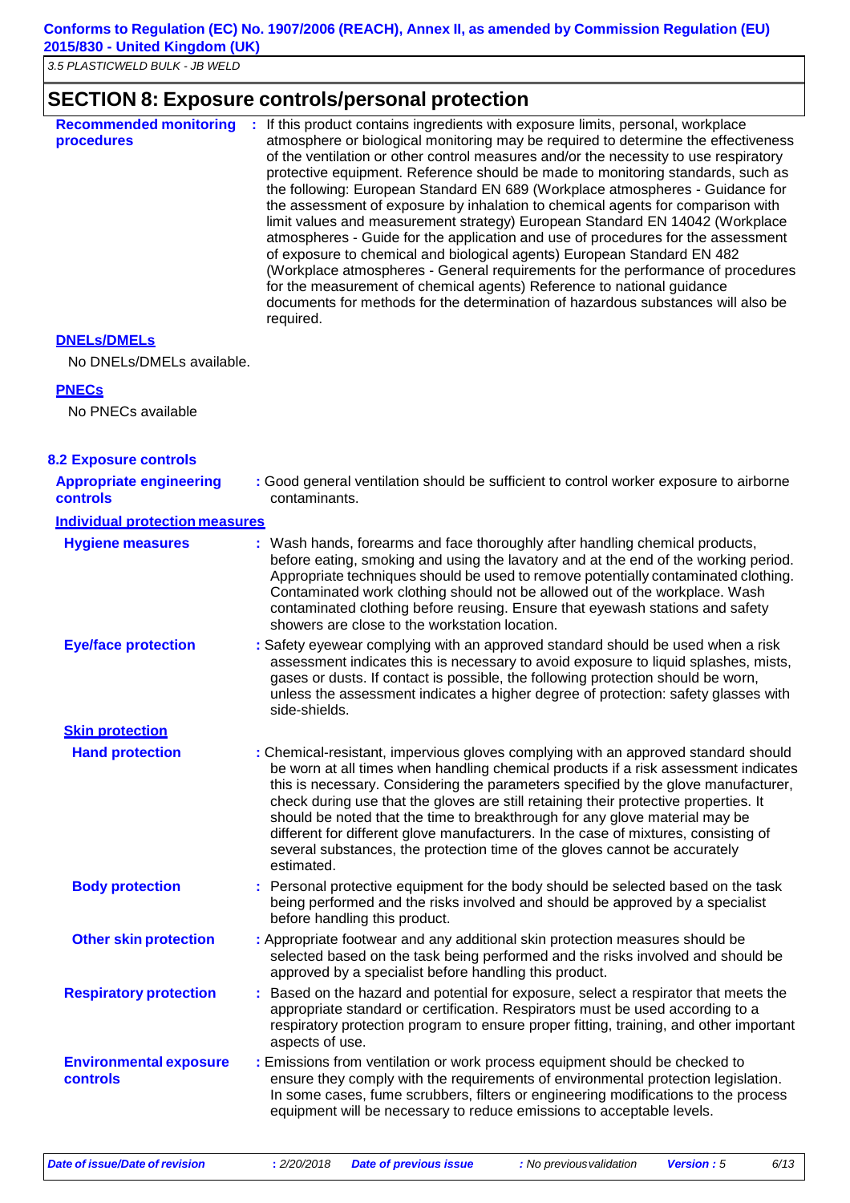## SECTION 8: Exposure controls/personal protection

**Recommended monitoring procedures** : If this product contains ingredients with exposure limits, personal, workplace atmosphere or biological monitoring may be required to determine the effectiveness of the ventilation or other control measures and/or the necessity to use respiratory protective equipment. Reference should be made to monitoring standards, such as the following: European Standard EN 689 (Workplace atmospheres - Guidance for the assessment of exposure by inhalation to chemical agents for comparison with limit values and measurement strategy) European Standard EN 14042 (Workplace atmospheres - Guide for the application and use of procedures for the assessment of exposure to chemical and biological agents) European Standard EN 482 (Workplace atmospheres - General requirements for the performance of procedures for the measurement of chemical agents) Reference to national guidance documents for methods for the determination of hazardous substances will also be required.

**DNELs/DMELs**

No DNELs/DMELs available.

**PNECs**

No PNECs available

### 8.2 Exposure controls

**Appropriate engineering controls** : Good general ventilation should be sufficient to control worker exposure to airborne contaminants.

**Individual protection measures**

**Hygiene measures** : Wash hands, forearms and face thoroughly after handling chemical products, before eating, smoking and using the lavatory and at the end of the working period. Appropriate techniques should be used to remove potentially contaminated clothing. Contaminated work clothing should not be allowed out of the workplace. Wash contaminated clothing before reusing. Ensure that eyewash stations and safety showers are close to the workstation location.

**Eye/face protection** : Safety eyewear complying with an approved standard should be used when a risk assessment indicates this is necessary to avoid exposure to liquid splashes, mists, gases or dusts. If contact is possible, the following protection should be worn, unless the assessment indicates a higher degree of protection: safety glasses with side-shields.

**Skin protection**

**Hand protection** : Chemical-resistant, impervious gloves complying with an approved standard should be worn at all times when handling chemical products if a risk assessment indicates this is necessary. Considering the parameters specified by the glove manufacturer, check during use that the gloves are still retaining their protective properties. It should be noted that the time to breakthrough for any glove material may be different for different glove manufacturers. In the case of mixtures, consisting of several substances, the protection time of the gloves cannot be accurately estimated.

**Body protection** : Personal protective equipment for the body should be selected based on the task being performed and the risks involved and should be approved by a specialist before handling this product.

**Other skin protection** : Appropriate footwear and any additional skin protection measures should be selected based on the task being performed and the risks involved and should be approved by a specialist before handling this product.

**Respiratory protection** : Based on the hazard and potential for exposure, select a respirator that meets the appropriate standard or certification. Respirators must be used according to a respiratory protection program to ensure proper fitting, training, and other important aspects of use.

**Environmental exposure controls** : Emissions from ventilation or work process equipment should be checked to ensure they comply with the requirements of environmental protection legislation. In some cases, fume scrubbers, filters or engineering modifications to the process equipment will be necessary to reduce emissions to acceptable levels.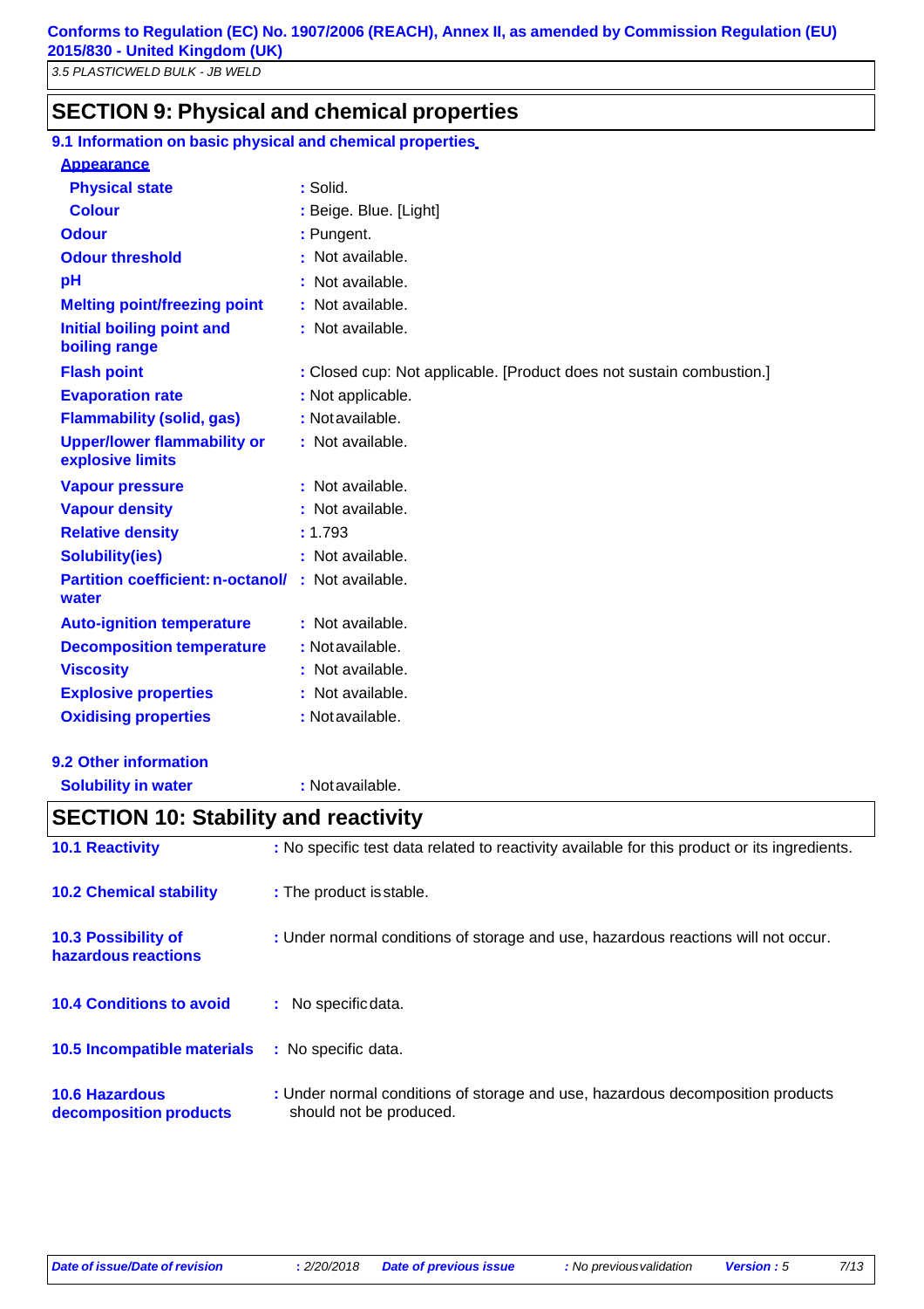## SECTION 9: Physical and chemical properties

### 9.1 Information on basic physical and chemical properties

**Appearance**

| | |
|---|---|
| **Physical state** | : Solid. |
| **Colour** | : Beige. Blue. [Light] |
| **Odour** | : Pungent. |
| **Odour threshold** | : Not available. |
| **pH** | : Not available. |
| **Melting point/freezing point** | : Not available. |
| **Initial boiling point and boiling range** | : Not available. |
| **Flash point** | : Closed cup: Not applicable. [Product does not sustain combustion.] |
| **Evaporation rate** | : Not applicable. |
| **Flammability (solid, gas)** | : Not available. |
| **Upper/lower flammability or explosive limits** | : Not available. |
| **Vapour pressure** | : Not available. |
| **Vapour density** | : Not available. |
| **Relative density** | : 1.793 |
| **Solubility(ies)** | : Not available. |
| **Partition coefficient: n-octanol/ water** | : Not available. |
| **Auto-ignition temperature** | : Not available. |
| **Decomposition temperature** | : Not available. |
| **Viscosity** | : Not available. |
| **Explosive properties** | : Not available. |
| **Oxidising properties** | : Not available. |

### 9.2 Other information

| | |
|---|---|
| **Solubility in water** | : Not available. |

## SECTION 10: Stability and reactivity

| | |
|---|---|
| **10.1 Reactivity** | : No specific test data related to reactivity available for this product or its ingredients. |
| **10.2 Chemical stability** | : The product is stable. |
| **10.3 Possibility of hazardous reactions** | : Under normal conditions of storage and use, hazardous reactions will not occur. |
| **10.4 Conditions to avoid** | : No specific data. |
| **10.5 Incompatible materials** | : No specific data. |
| **10.6 Hazardous decomposition products** | : Under normal conditions of storage and use, hazardous decomposition products should not be produced. |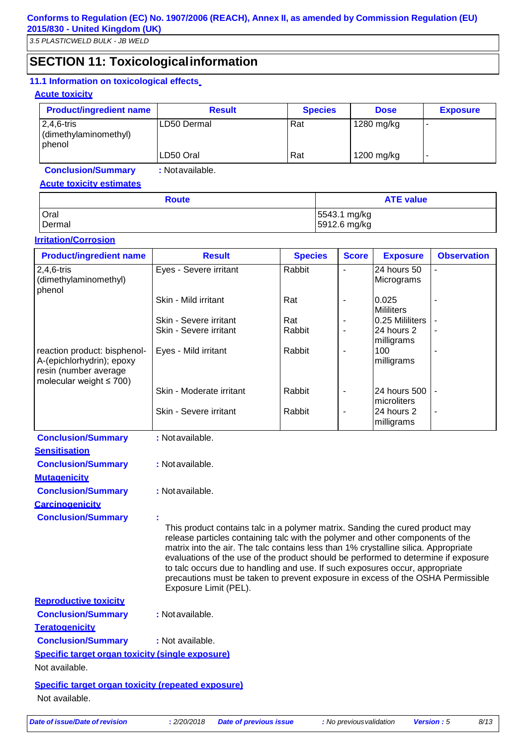## SECTION 11: Toxicological information

### 11.1 Information on toxicological effects

**Acute toxicity**

| Product/ingredient name | Result | Species | Dose | Exposure |
|---|---|---|---|---|
| 2,4,6-tris (dimethylaminomethyl) phenol | LD50 Dermal | Rat | 1280 mg/kg | - |
| | LD50 Oral | Rat | 1200 mg/kg | - |

**Conclusion/Summary** : Not available.

**Acute toxicity estimates**

| Route | ATE value |
|---|---|
| Oral | 5543.1 mg/kg |
| Dermal | 5912.6 mg/kg |

**Irritation/Corrosion**

| Product/ingredient name | Result | Species | Score | Exposure | Observation |
|---|---|---|---|---|---|
| 2,4,6-tris (dimethylaminomethyl) phenol | Eyes - Severe irritant | Rabbit | - | 24 hours 50 Micrograms | - |
| | Skin - Mild irritant | Rat | - | 0.025 Mililiters | - |
| | Skin - Severe irritant | Rat | - | 0.25 Mililiters | - |
| | Skin - Severe irritant | Rabbit | - | 24 hours 2 milligrams | - |
| reaction product: bisphenol-A-(epichlorhydrin); epoxy resin (number average molecular weight ≤ 700) | Eyes - Mild irritant | Rabbit | - | 100 milligrams | - |
| | Skin - Moderate irritant | Rabbit | - | 24 hours 500 microliters | - |
| | Skin - Severe irritant | Rabbit | - | 24 hours 2 milligrams | - |

**Conclusion/Summary** : Not available.

**Sensitisation**

**Conclusion/Summary** : Not available.

**Mutagenicity**

**Conclusion/Summary** : Not available.

**Carcinogenicity**

**Conclusion/Summary** :

This product contains talc in a polymer matrix. Sanding the cured product may release particles containing talc with the polymer and other components of the matrix into the air. The talc contains less than 1% crystalline silica. Appropriate evaluations of the use of the product should be performed to determine if exposure to talc occurs due to handling and use. If such exposures occur, appropriate precautions must be taken to prevent exposure in excess of the OSHA Permissible Exposure Limit (PEL).

**Reproductive toxicity**

**Conclusion/Summary** : Not available.

**Teratogenicity**

**Conclusion/Summary** : Not available.

**Specific target organ toxicity (single exposure)**

Not available.

**Specific target organ toxicity (repeated exposure)**

Not available.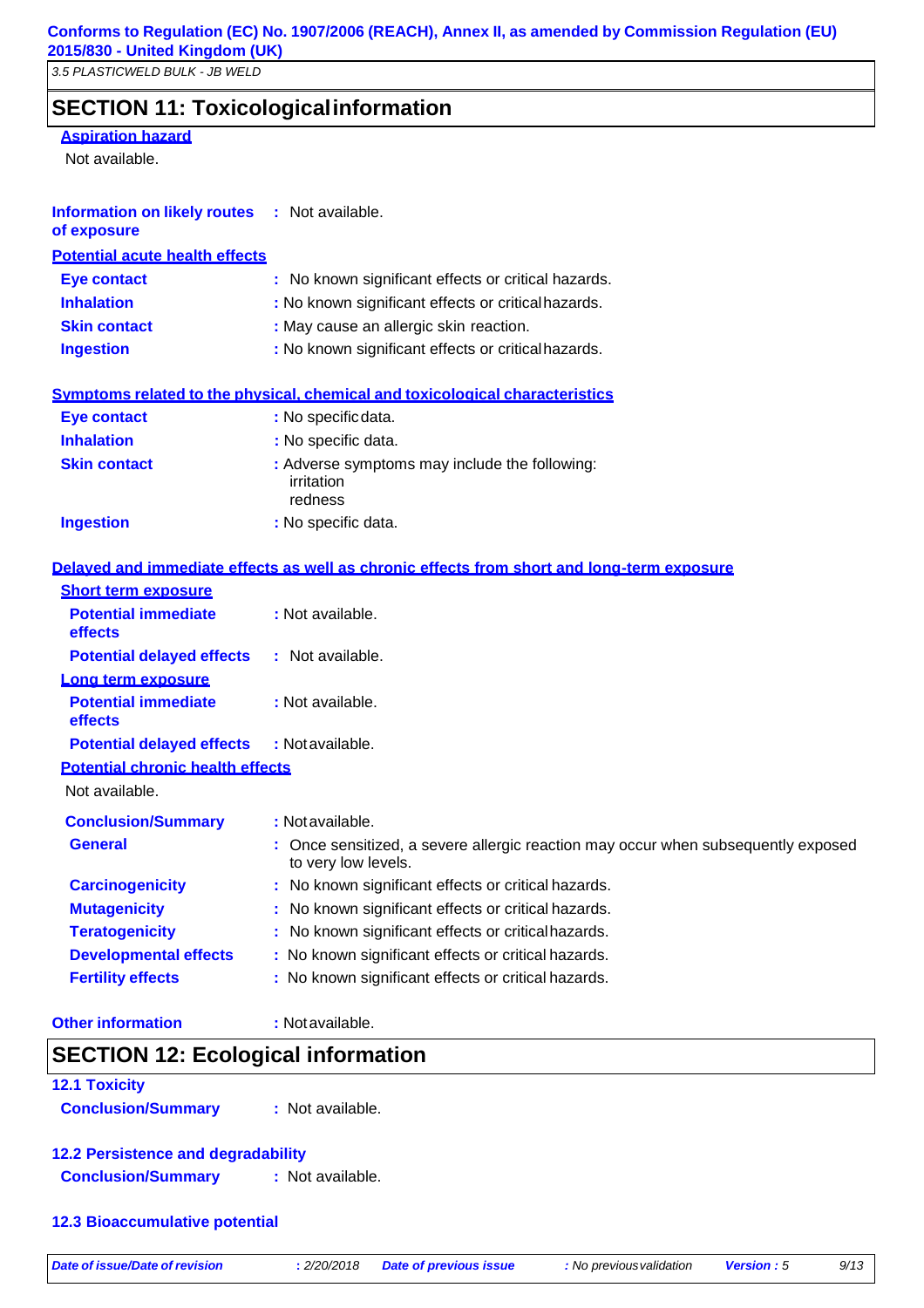## SECTION 11: Toxicological information

**Aspiration hazard**

Not available.

**Information on likely routes of exposure** : Not available.

**Potential acute health effects**

**Eye contact** : No known significant effects or critical hazards.

**Inhalation** : No known significant effects or critical hazards.

**Skin contact** : May cause an allergic skin reaction.

**Ingestion** : No known significant effects or critical hazards.

**Symptoms related to the physical, chemical and toxicological characteristics**

**Eye contact** : No specific data.

**Inhalation** : No specific data.

**Skin contact** : Adverse symptoms may include the following:
irritation
redness

**Ingestion** : No specific data.

**Delayed and immediate effects as well as chronic effects from short and long-term exposure**

**Short term exposure**

**Potential immediate effects** : Not available.

**Potential delayed effects** : Not available.

**Long term exposure**

**Potential immediate effects** : Not available.

**Potential delayed effects** : Not available.

**Potential chronic health effects**

Not available.

**Conclusion/Summary** : Not available.

**General** : Once sensitized, a severe allergic reaction may occur when subsequently exposed to very low levels.

**Carcinogenicity** : No known significant effects or critical hazards.

**Mutagenicity** : No known significant effects or critical hazards.

**Teratogenicity** : No known significant effects or critical hazards.

**Developmental effects** : No known significant effects or critical hazards.

**Fertility effects** : No known significant effects or critical hazards.

**Other information** : Not available.

## SECTION 12: Ecological information

### 12.1 Toxicity

**Conclusion/Summary** : Not available.

### 12.2 Persistence and degradability

**Conclusion/Summary** : Not available.

### 12.3 Bioaccumulative potential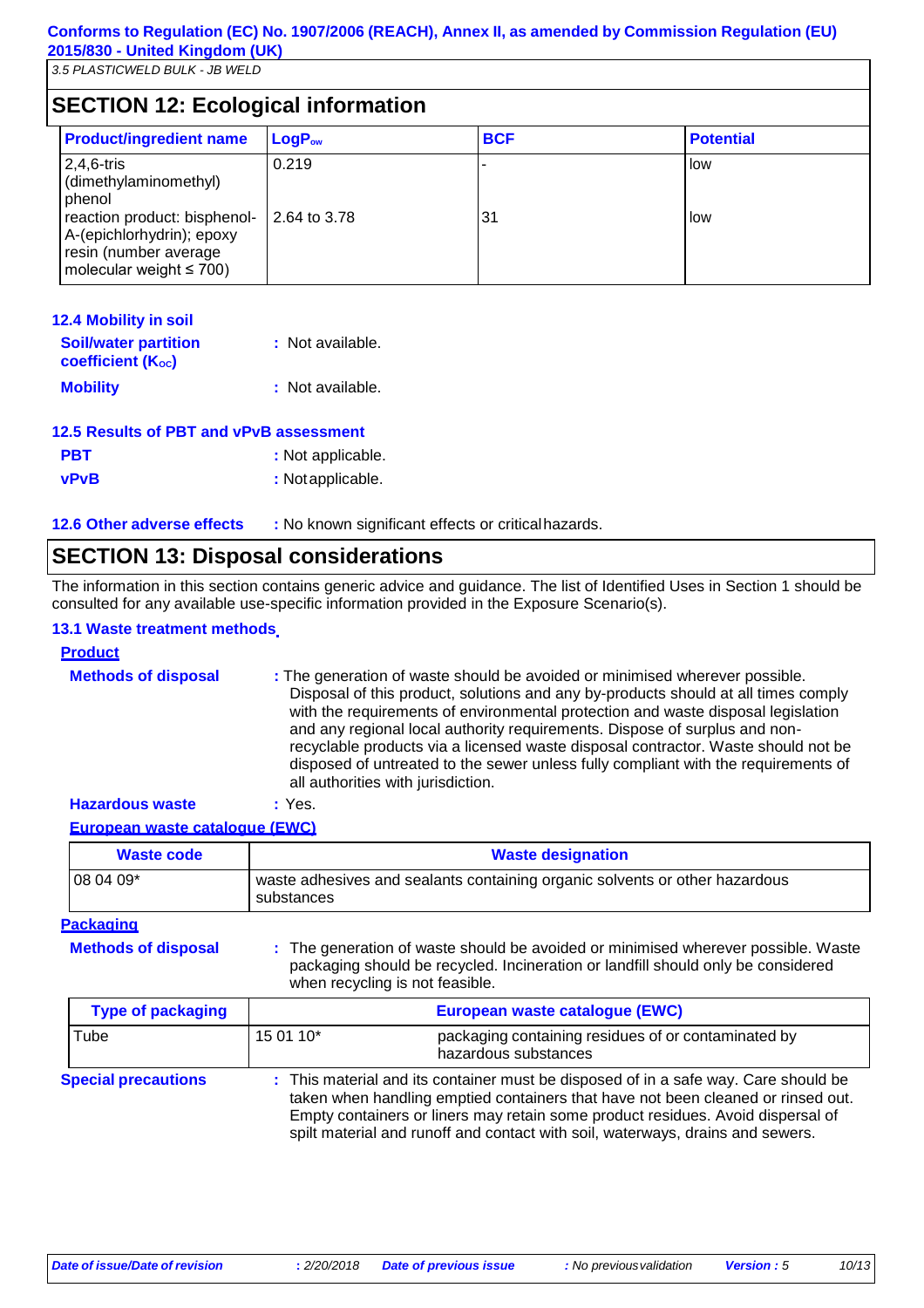## SECTION 12: Ecological information

| Product/ingredient name | $LogP_{ow}$ | BCF | Potential |
|---|---|---|---|
| 2,4,6-tris (dimethylaminomethyl) phenol | 0.219 | - | low |
| reaction product: bisphenol-A-(epichlorhydrin); epoxy resin (number average molecular weight ≤ 700) | 2.64 to 3.78 | 31 | low |

### 12.4 Mobility in soil

**Soil/water partition coefficient ($K_{OC}$)** : Not available.

**Mobility** : Not available.

### 12.5 Results of PBT and vPvB assessment

**PBT** : Not applicable.

**vPvB** : Not applicable.

### 12.6 Other adverse effects

: No known significant effects or critical hazards.

## SECTION 13: Disposal considerations

The information in this section contains generic advice and guidance. The list of Identified Uses in Section 1 should be consulted for any available use-specific information provided in the Exposure Scenario(s).

### 13.1 Waste treatment methods

**Product**

**Methods of disposal** : The generation of waste should be avoided or minimised wherever possible. Disposal of this product, solutions and any by-products should at all times comply with the requirements of environmental protection and waste disposal legislation and any regional local authority requirements. Dispose of surplus and non-recyclable products via a licensed waste disposal contractor. Waste should not be disposed of untreated to the sewer unless fully compliant with the requirements of all authorities with jurisdiction.

**Hazardous waste** : Yes.

**European waste catalogue (EWC)**

| Waste code | Waste designation |
|---|---|
| 08 04 09* | waste adhesives and sealants containing organic solvents or other hazardous substances |

**Packaging**

**Methods of disposal** : The generation of waste should be avoided or minimised wherever possible. Waste packaging should be recycled. Incineration or landfill should only be considered when recycling is not feasible.

| Type of packaging | European waste catalogue (EWC) | |
|---|---|---|
| Tube | 15 01 10* | packaging containing residues of or contaminated by hazardous substances |

**Special precautions** : This material and its container must be disposed of in a safe way. Care should be taken when handling emptied containers that have not been cleaned or rinsed out. Empty containers or liners may retain some product residues. Avoid dispersal of spilt material and runoff and contact with soil, waterways, drains and sewers.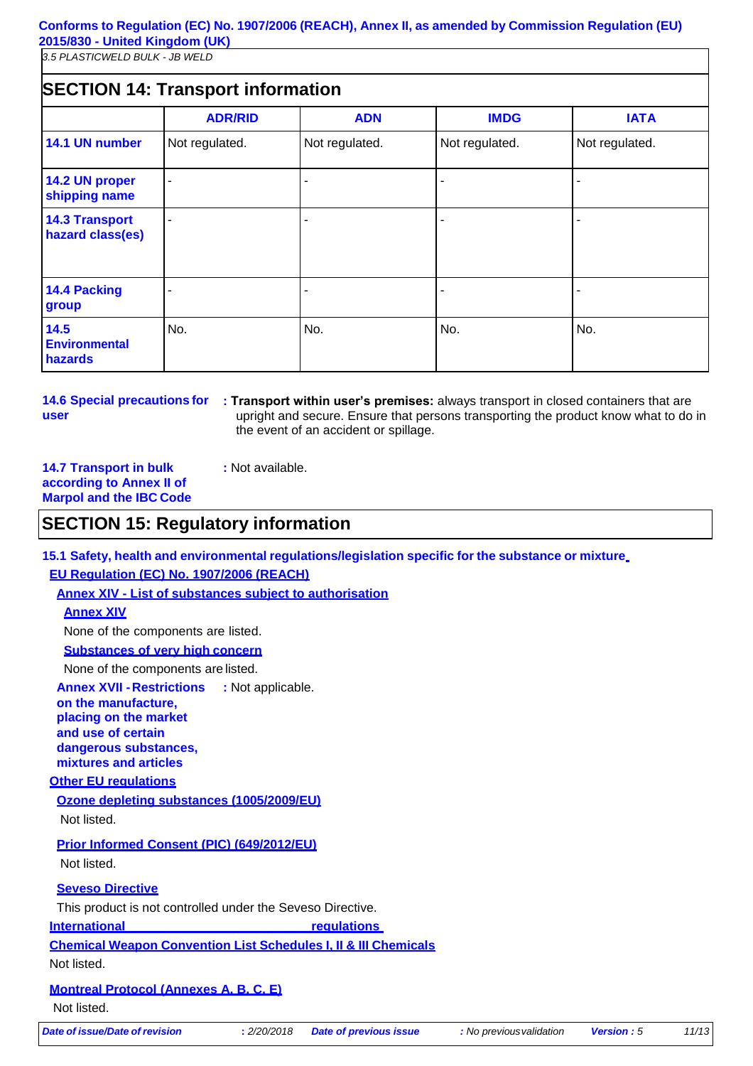## SECTION 14: Transport information

| | ADR/RID | ADN | IMDG | IATA |
|---|---|---|---|---|
| **14.1 UN number** | Not regulated. | Not regulated. | Not regulated. | Not regulated. |
| **14.2 UN proper shipping name** | - | - | - | - |
| **14.3 Transport hazard class(es)** | - | - | - | - |
| **14.4 Packing group** | - | - | - | - |
| **14.5 Environmental hazards** | No. | No. | No. | No. |

**14.6 Special precautions for user** : **Transport within user's premises:** always transport in closed containers that are upright and secure. Ensure that persons transporting the product know what to do in the event of an accident or spillage.

**14.7 Transport in bulk according to Annex II of Marpol and the IBC Code** : Not available.

## SECTION 15: Regulatory information

**15.1 Safety, health and environmental regulations/legislation specific for the substance or mixture**

**EU Regulation (EC) No. 1907/2006 (REACH)**

**Annex XIV - List of substances subject to authorisation**

**Annex XIV**

None of the components are listed.

**Substances of very high concern**

None of the components are listed.

**Annex XVII - Restrictions on the manufacture, placing on the market and use of certain dangerous substances, mixtures and articles** : Not applicable.

**Other EU regulations**

**Ozone depleting substances (1005/2009/EU)**

Not listed.

**Prior Informed Consent (PIC) (649/2012/EU)**

Not listed.

**Seveso Directive**

This product is not controlled under the Seveso Directive.

**International regulations**

**Chemical Weapon Convention List Schedules I, II & III Chemicals**

Not listed.

**Montreal Protocol (Annexes A, B, C, E)**

Not listed.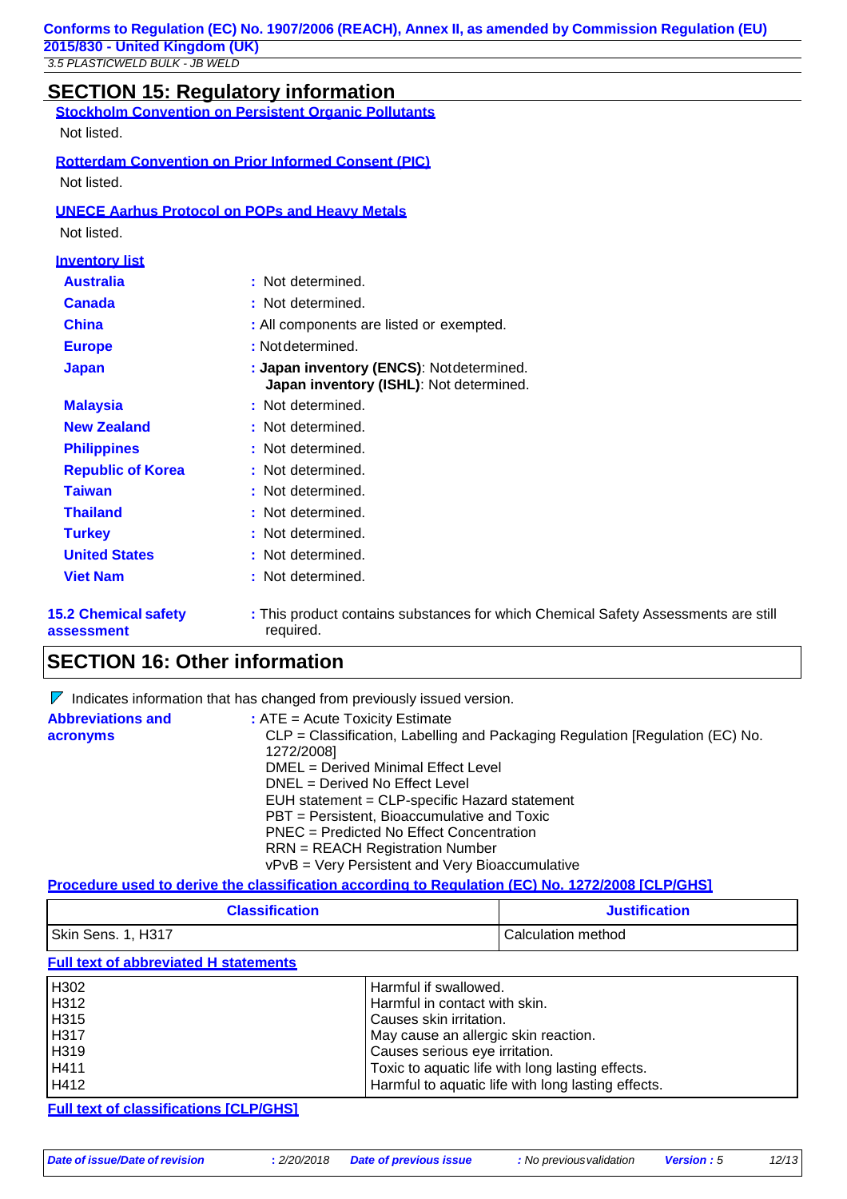## SECTION 15: Regulatory information

**Stockholm Convention on Persistent Organic Pollutants**

Not listed.

**Rotterdam Convention on Prior Informed Consent (PIC)**

Not listed.

**UNECE Aarhus Protocol on POPs and Heavy Metals**

Not listed.

**Inventory list**

| | |
|---|---|
| **Australia** | : Not determined. |
| **Canada** | : Not determined. |
| **China** | : All components are listed or exempted. |
| **Europe** | : Not determined. |
| **Japan** | : **Japan inventory (ENCS)**: Not determined. **Japan inventory (ISHL)**: Not determined. |
| **Malaysia** | : Not determined. |
| **New Zealand** | : Not determined. |
| **Philippines** | : Not determined. |
| **Republic of Korea** | : Not determined. |
| **Taiwan** | : Not determined. |
| **Thailand** | : Not determined. |
| **Turkey** | : Not determined. |
| **United States** | : Not determined. |
| **Viet Nam** | : Not determined. |

**15.2 Chemical safety assessment** : This product contains substances for which Chemical Safety Assessments are still required.

## SECTION 16: Other information

Indicates information that has changed from previously issued version.

**Abbreviations and acronyms** : ATE = Acute Toxicity Estimate
CLP = Classification, Labelling and Packaging Regulation [Regulation (EC) No. 1272/2008]
DMEL = Derived Minimal Effect Level
DNEL = Derived No Effect Level
EUH statement = CLP-specific Hazard statement
PBT = Persistent, Bioaccumulative and Toxic
PNEC = Predicted No Effect Concentration
RRN = REACH Registration Number
vPvB = Very Persistent and Very Bioaccumulative

**Procedure used to derive the classification according to Regulation (EC) No. 1272/2008 [CLP/GHS]**

| Classification | Justification |
|---|---|
| Skin Sens. 1, H317 | Calculation method |

**Full text of abbreviated H statements**

| | |
|---|---|
| H302 | Harmful if swallowed. |
| H312 | Harmful in contact with skin. |
| H315 | Causes skin irritation. |
| H317 | May cause an allergic skin reaction. |
| H319 | Causes serious eye irritation. |
| H411 | Toxic to aquatic life with long lasting effects. |
| H412 | Harmful to aquatic life with long lasting effects. |

**Full text of classifications [CLP/GHS]**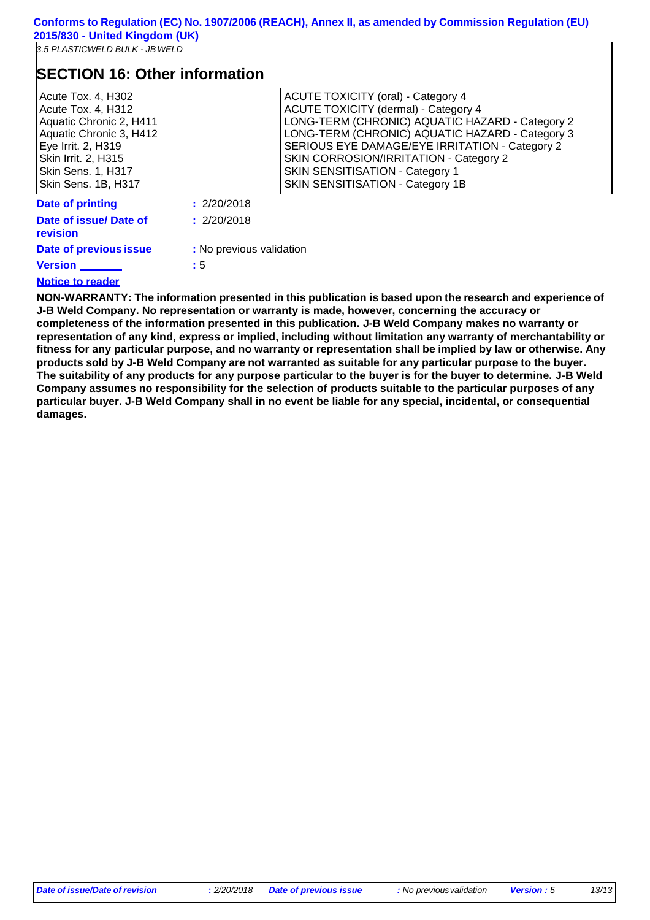## SECTION 16: Other information

| | |
|---|---|
| Acute Tox. 4, H302 | ACUTE TOXICITY (oral) - Category 4 |
| Acute Tox. 4, H312 | ACUTE TOXICITY (dermal) - Category 4 |
| Aquatic Chronic 2, H411 | LONG-TERM (CHRONIC) AQUATIC HAZARD - Category 2 |
| Aquatic Chronic 3, H412 | LONG-TERM (CHRONIC) AQUATIC HAZARD - Category 3 |
| Eye Irrit. 2, H319 | SERIOUS EYE DAMAGE/EYE IRRITATION - Category 2 |
| Skin Irrit. 2, H315 | SKIN CORROSION/IRRITATION - Category 2 |
| Skin Sens. 1, H317 | SKIN SENSITISATION - Category 1 |
| Skin Sens. 1B, H317 | SKIN SENSITISATION - Category 1B |

**Date of printing** : 2/20/2018

**Date of issue/ Date of revision** : 2/20/2018

**Date of previous issue** : No previous validation

**Version** : 5

**Notice to reader**

**NON-WARRANTY: The information presented in this publication is based upon the research and experience of J-B Weld Company. No representation or warranty is made, however, concerning the accuracy or completeness of the information presented in this publication. J-B Weld Company makes no warranty or representation of any kind, express or implied, including without limitation any warranty of merchantability or fitness for any particular purpose, and no warranty or representation shall be implied by law or otherwise. Any products sold by J-B Weld Company are not warranted as suitable for any particular purpose to the buyer. The suitability of any products for any purpose particular to the buyer is for the buyer to determine. J-B Weld Company assumes no responsibility for the selection of products suitable to the particular purposes of any particular buyer. J-B Weld Company shall in no event be liable for any special, incidental, or consequential damages.**